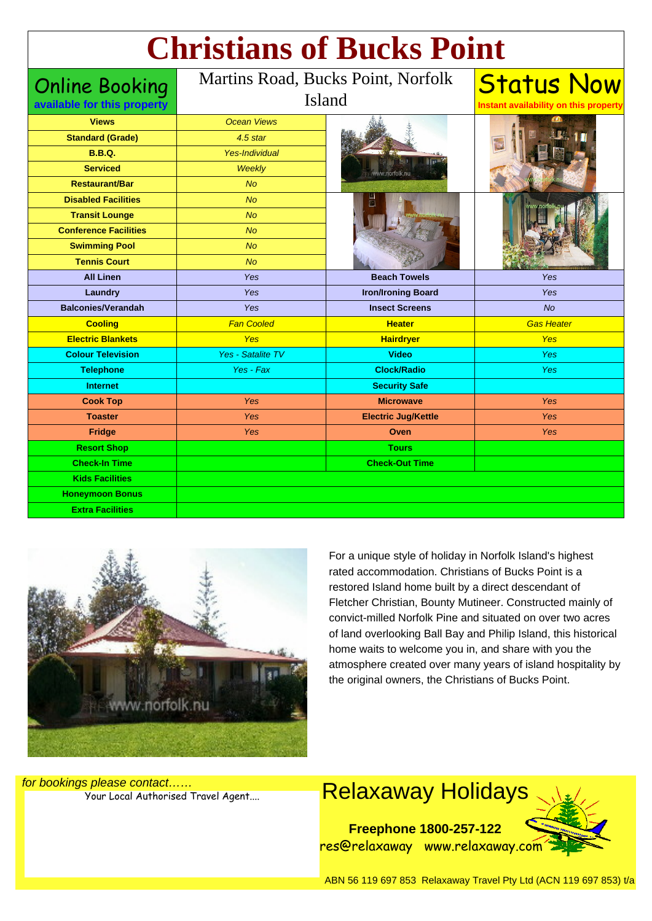# Christians of Bucks Point

**Online Booking**
**available for this property**

Martins Road, Bucks Point, Norfolk Island

**Status Now**
**Instant availability on this property**

| | | | |
|---|---|---|---|
| **Views** | *Ocean Views* | | |
| **Standard (Grade)** | *4.5 star* | | |
| **B.B.Q.** | *Yes-Individual* | | |
| **Serviced** | *Weekly* | | |
| **Restaurant/Bar** | *No* | | |
| **Disabled Facilities** | *No* | | |
| **Transit Lounge** | *No* | | |
| **Conference Facilities** | *No* | | |
| **Swimming Pool** | *No* | | |
| **Tennis Court** | *No* | | |
| **All Linen** | *Yes* | **Beach Towels** | *Yes* |
| **Laundry** | *Yes* | **Iron/Ironing Board** | *Yes* |
| **Balconies/Verandah** | *Yes* | **Insect Screens** | *No* |
| **Cooling** | *Fan Cooled* | **Heater** | *Gas Heater* |
| **Electric Blankets** | *Yes* | **Hairdryer** | *Yes* |
| **Colour Television** | *Yes - Satalite TV* | **Video** | *Yes* |
| **Telephone** | *Yes - Fax* | **Clock/Radio** | *Yes* |
| **Internet** | | **Security Safe** | |
| **Cook Top** | *Yes* | **Microwave** | *Yes* |
| **Toaster** | *Yes* | **Electric Jug/Kettle** | *Yes* |
| **Fridge** | *Yes* | **Oven** | *Yes* |
| **Resort Shop** | | **Tours** | |
| **Check-In Time** | | **Check-Out Time** | |
| **Kids Facilities** | | | |
| **Honeymoon Bonus** | | | |
| **Extra Facilities** | | | |

For a unique style of holiday in Norfolk Island's highest rated accommodation. Christians of Bucks Point is a restored Island home built by a direct descendant of Fletcher Christian, Bounty Mutineer. Constructed mainly of convict-milled Norfolk Pine and situated on over two acres of land overlooking Ball Bay and Philip Island, this historical home waits to welcome you in, and share with you the atmosphere created over many years of island hospitality by the original owners, the Christians of Bucks Point.

*for bookings please contact……*
Your Local Authorised Travel Agent....

## Relaxaway Holidays

**Freephone 1800-257-122**
res@relaxaway www.relaxaway.com

ABN 56 119 697 853 Relaxaway Travel Pty Ltd (ACN 119 697 853) t/a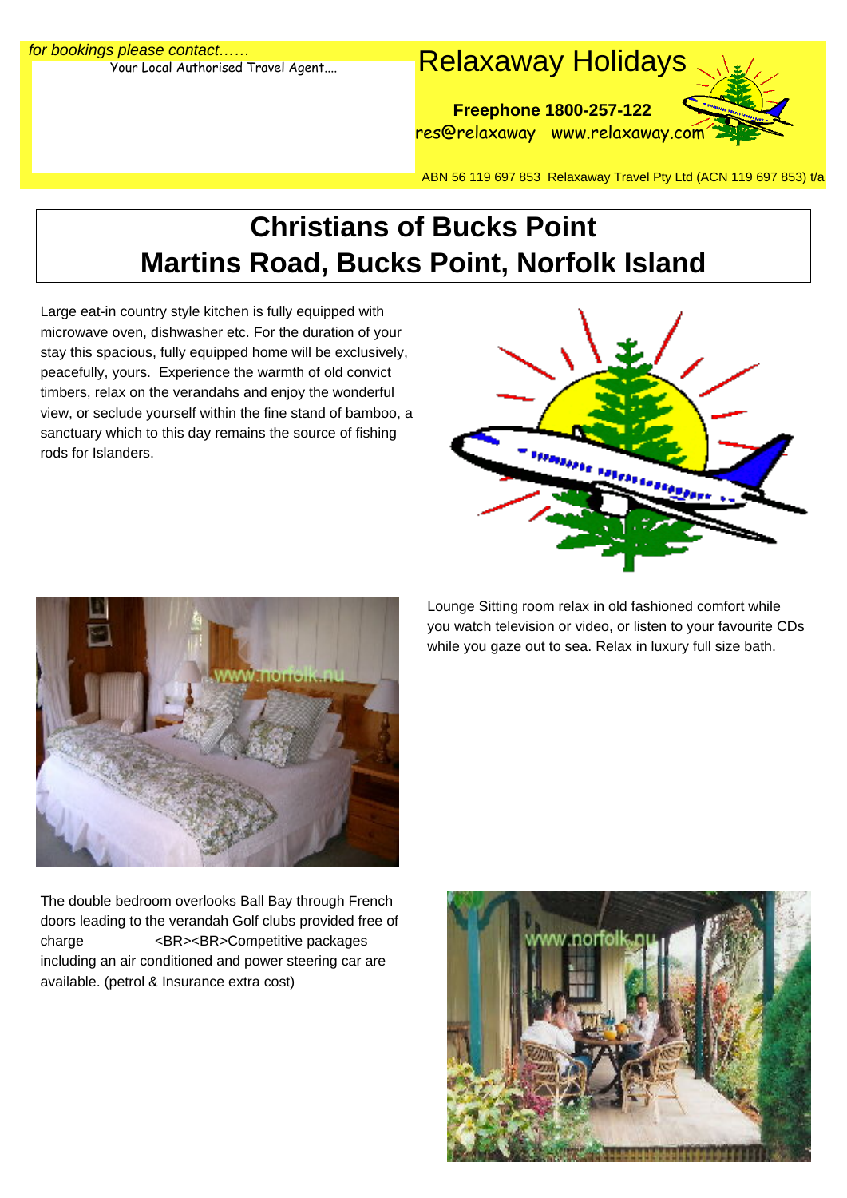*for bookings please contact……*

Your Local Authorised Travel Agent....

Relaxaway Holidays

**Freephone 1800-257-122**

res@relaxaway www.relaxaway.com

ABN 56 119 697 853 Relaxaway Travel Pty Ltd (ACN 119 697 853) t/a

# Christians of Bucks Point
# Martins Road, Bucks Point, Norfolk Island

Large eat-in country style kitchen is fully equipped with microwave oven, dishwasher etc. For the duration of your stay this spacious, fully equipped home will be exclusively, peacefully, yours. Experience the warmth of old convict timbers, relax on the verandahs and enjoy the wonderful view, or seclude yourself within the fine stand of bamboo, a sanctuary which to this day remains the source of fishing rods for Islanders.

Lounge Sitting room relax in old fashioned comfort while you watch television or video, or listen to your favourite CDs while you gaze out to sea. Relax in luxury full size bath.

The double bedroom overlooks Ball Bay through French doors leading to the verandah Golf clubs provided free of charge <BR><BR>Competitive packages including an air conditioned and power steering car are available. (petrol & Insurance extra cost)